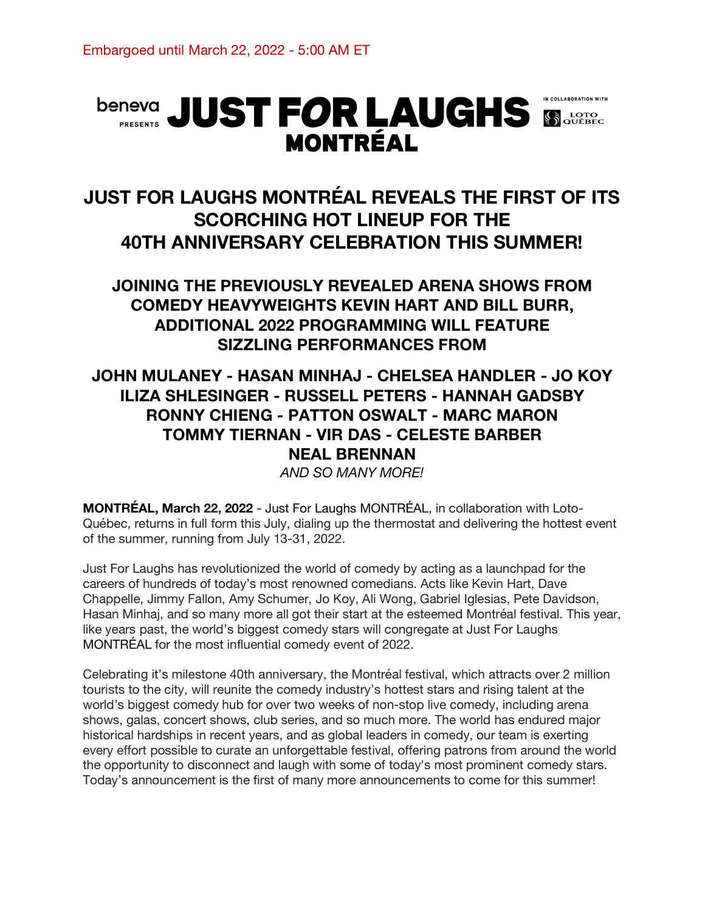Embargoed until March 22, 2022 - 5:00 AM ET

beneva PRESENTS **JUST FOR LAUGHS MONTRÉAL** IN COLLABORATION WITH LOTO QUÉBEC

# JUST FOR LAUGHS MONTRÉAL REVEALS THE FIRST OF ITS SCORCHING HOT LINEUP FOR THE 40TH ANNIVERSARY CELEBRATION THIS SUMMER!

## JOINING THE PREVIOUSLY REVEALED ARENA SHOWS FROM COMEDY HEAVYWEIGHTS KEVIN HART AND BILL BURR, ADDITIONAL 2022 PROGRAMMING WILL FEATURE SIZZLING PERFORMANCES FROM

## JOHN MULANEY - HASAN MINHAJ - CHELSEA HANDLER - JO KOY ILIZA SHLESINGER - RUSSELL PETERS - HANNAH GADSBY RONNY CHIENG - PATTON OSWALT - MARC MARON TOMMY TIERNAN - VIR DAS - CELESTE BARBER NEAL BRENNAN

*AND SO MANY MORE!*

**MONTRÉAL, March 22, 2022** - Just For Laughs MONTRÉAL, in collaboration with Loto-Québec, returns in full form this July, dialing up the thermostat and delivering the hottest event of the summer, running from July 13-31, 2022.

Just For Laughs has revolutionized the world of comedy by acting as a launchpad for the careers of hundreds of today's most renowned comedians. Acts like Kevin Hart, Dave Chappelle, Jimmy Fallon, Amy Schumer, Jo Koy, Ali Wong, Gabriel Iglesias, Pete Davidson, Hasan Minhaj, and so many more all got their start at the esteemed Montréal festival. This year, like years past, the world's biggest comedy stars will congregate at Just For Laughs MONTRÉAL for the most influential comedy event of 2022.

Celebrating it's milestone 40th anniversary, the Montréal festival, which attracts over 2 million tourists to the city, will reunite the comedy industry's hottest stars and rising talent at the world's biggest comedy hub for over two weeks of non-stop live comedy, including arena shows, galas, concert shows, club series, and so much more. The world has endured major historical hardships in recent years, and as global leaders in comedy, our team is exerting every effort possible to curate an unforgettable festival, offering patrons from around the world the opportunity to disconnect and laugh with some of today's most prominent comedy stars. Today's announcement is the first of many more announcements to come for this summer!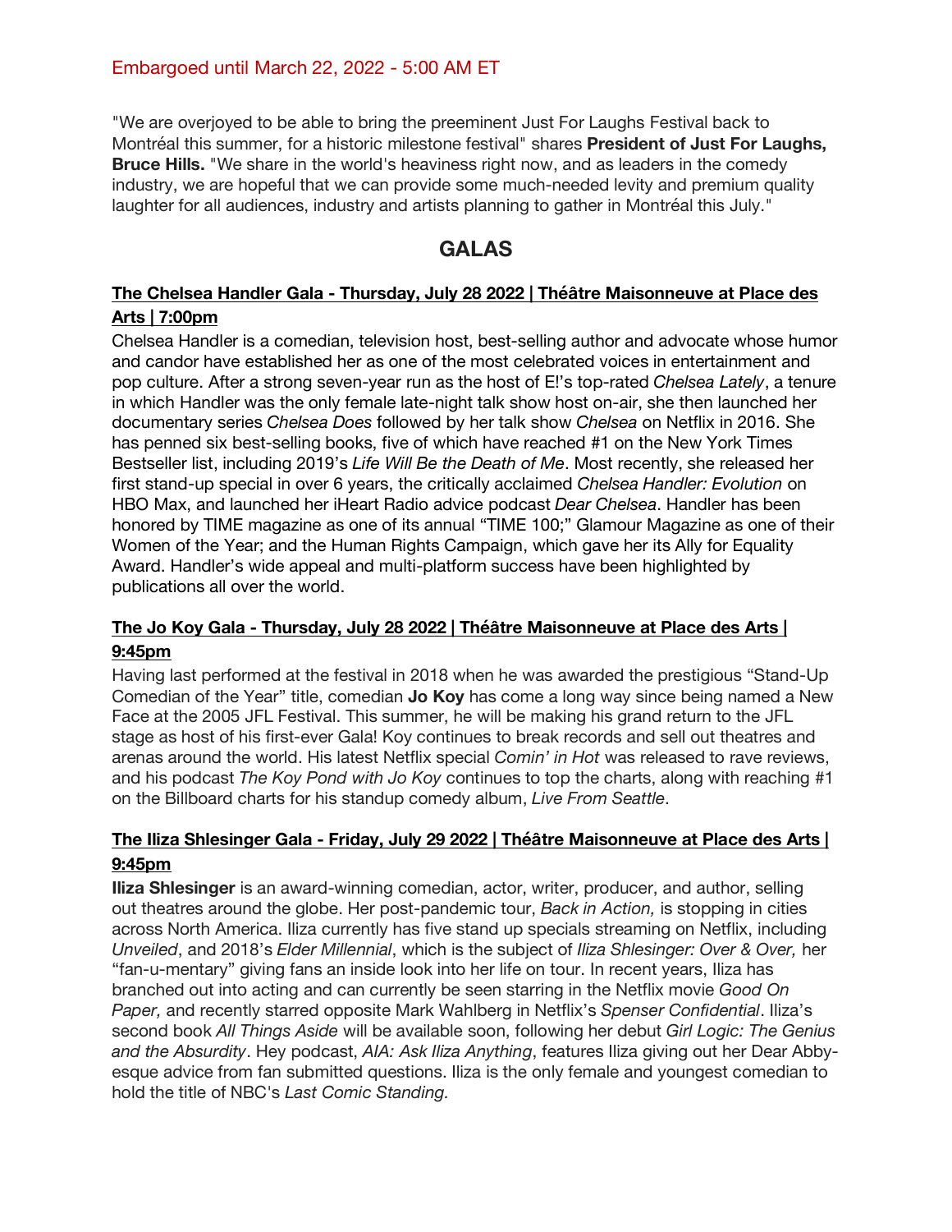Embargoed until March 22, 2022 - 5:00 AM ET

"We are overjoyed to be able to bring the preeminent Just For Laughs Festival back to Montréal this summer, for a historic milestone festival" shares **President of Just For Laughs, Bruce Hills.** "We share in the world's heaviness right now, and as leaders in the comedy industry, we are hopeful that we can provide some much-needed levity and premium quality laughter for all audiences, industry and artists planning to gather in Montréal this July."

## GALAS

### The Chelsea Handler Gala - Thursday, July 28 2022 | Théâtre Maisonneuve at Place des Arts | 7:00pm

Chelsea Handler is a comedian, television host, best-selling author and advocate whose humor and candor have established her as one of the most celebrated voices in entertainment and pop culture. After a strong seven-year run as the host of E!'s top-rated *Chelsea Lately*, a tenure in which Handler was the only female late-night talk show host on-air, she then launched her documentary series *Chelsea Does* followed by her talk show *Chelsea* on Netflix in 2016. She has penned six best-selling books, five of which have reached #1 on the New York Times Bestseller list, including 2019's *Life Will Be the Death of Me*. Most recently, she released her first stand-up special in over 6 years, the critically acclaimed *Chelsea Handler: Evolution* on HBO Max, and launched her iHeart Radio advice podcast *Dear Chelsea*. Handler has been honored by TIME magazine as one of its annual "TIME 100;" Glamour Magazine as one of their Women of the Year; and the Human Rights Campaign, which gave her its Ally for Equality Award. Handler's wide appeal and multi-platform success have been highlighted by publications all over the world.

### The Jo Koy Gala - Thursday, July 28 2022 | Théâtre Maisonneuve at Place des Arts | 9:45pm

Having last performed at the festival in 2018 when he was awarded the prestigious "Stand-Up Comedian of the Year" title, comedian **Jo Koy** has come a long way since being named a New Face at the 2005 JFL Festival. This summer, he will be making his grand return to the JFL stage as host of his first-ever Gala! Koy continues to break records and sell out theatres and arenas around the world. His latest Netflix special *Comin' in Hot* was released to rave reviews, and his podcast *The Koy Pond with Jo Koy* continues to top the charts, along with reaching #1 on the Billboard charts for his standup comedy album, *Live From Seattle*.

### The Iliza Shlesinger Gala - Friday, July 29 2022 | Théâtre Maisonneuve at Place des Arts | 9:45pm

**Iliza Shlesinger** is an award-winning comedian, actor, writer, producer, and author, selling out theatres around the globe. Her post-pandemic tour, *Back in Action,* is stopping in cities across North America. Iliza currently has five stand up specials streaming on Netflix, including *Unveiled*, and 2018's *Elder Millennial*, which is the subject of *Iliza Shlesinger: Over & Over,* her "fan-u-mentary" giving fans an inside look into her life on tour. In recent years, Iliza has branched out into acting and can currently be seen starring in the Netflix movie *Good On Paper,* and recently starred opposite Mark Wahlberg in Netflix's *Spenser Confidential*. Iliza's second book *All Things Aside* will be available soon, following her debut *Girl Logic: The Genius and the Absurdity*. Hey podcast, *AIA: Ask Iliza Anything*, features Iliza giving out her Dear Abby-esque advice from fan submitted questions. Iliza is the only female and youngest comedian to hold the title of NBC's *Last Comic Standing.*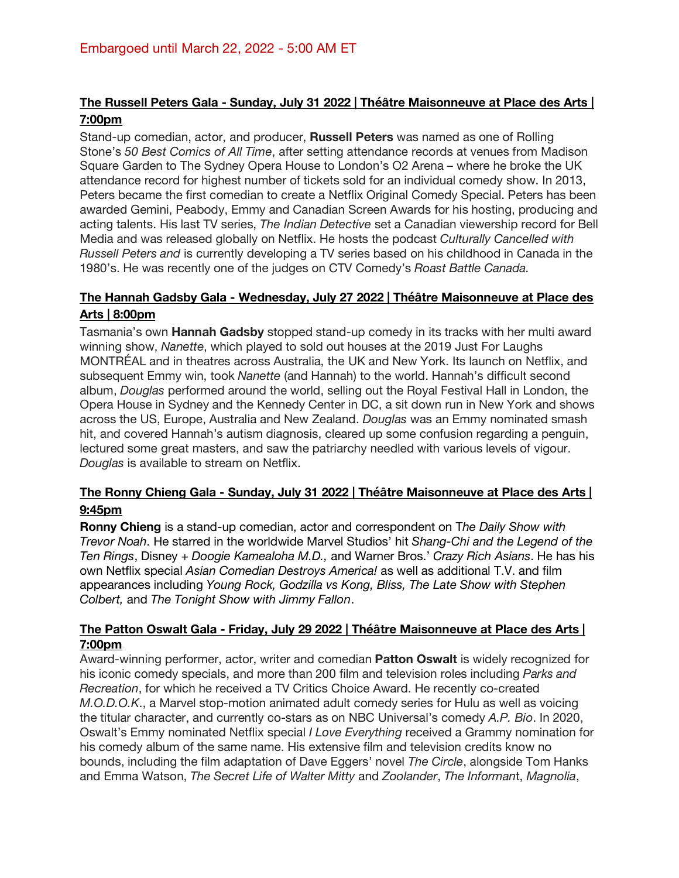Embargoed until March 22, 2022 - 5:00 AM ET

**The Russell Peters Gala - Sunday, July 31 2022 | Théâtre Maisonneuve at Place des Arts | 7:00pm**

Stand-up comedian, actor, and producer, **Russell Peters** was named as one of Rolling Stone's *50 Best Comics of All Time*, after setting attendance records at venues from Madison Square Garden to The Sydney Opera House to London's O2 Arena – where he broke the UK attendance record for highest number of tickets sold for an individual comedy show. In 2013, Peters became the first comedian to create a Netflix Original Comedy Special. Peters has been awarded Gemini, Peabody, Emmy and Canadian Screen Awards for his hosting, producing and acting talents. His last TV series, *The Indian Detective* set a Canadian viewership record for Bell Media and was released globally on Netflix. He hosts the podcast *Culturally Cancelled with Russell Peters and* is currently developing a TV series based on his childhood in Canada in the 1980's. He was recently one of the judges on CTV Comedy's *Roast Battle Canada.*

**The Hannah Gadsby Gala - Wednesday, July 27 2022 | Théâtre Maisonneuve at Place des Arts | 8:00pm**

Tasmania's own **Hannah Gadsby** stopped stand-up comedy in its tracks with her multi award winning show, *Nanette*, which played to sold out houses at the 2019 Just For Laughs MONTRÉAL and in theatres across Australia, the UK and New York. Its launch on Netflix, and subsequent Emmy win, took *Nanette* (and Hannah) to the world. Hannah's difficult second album, *Douglas* performed around the world, selling out the Royal Festival Hall in London, the Opera House in Sydney and the Kennedy Center in DC, a sit down run in New York and shows across the US, Europe, Australia and New Zealand. *Douglas* was an Emmy nominated smash hit, and covered Hannah's autism diagnosis, cleared up some confusion regarding a penguin, lectured some great masters, and saw the patriarchy needled with various levels of vigour. *Douglas* is available to stream on Netflix.

**The Ronny Chieng Gala - Sunday, July 31 2022 | Théâtre Maisonneuve at Place des Arts | 9:45pm**

**Ronny Chieng** is a stand-up comedian, actor and correspondent on T*he Daily Show with Trevor Noah*. He starred in the worldwide Marvel Studios' hit *Shang-Chi and the Legend of the Ten Rings*, Disney + *Doogie Kamealoha M.D.,* and Warner Bros.' *Crazy Rich Asians*. He has his own Netflix special *Asian Comedian Destroys America!* as well as additional T.V. and film appearances including *Young Rock, Godzilla vs Kong, Bliss, The Late Show with Stephen Colbert,* and *The Tonight Show with Jimmy Fallon*.

**The Patton Oswalt Gala - Friday, July 29 2022 | Théâtre Maisonneuve at Place des Arts | 7:00pm**

Award-winning performer, actor, writer and comedian **Patton Oswalt** is widely recognized for his iconic comedy specials, and more than 200 film and television roles including *Parks and Recreation*, for which he received a TV Critics Choice Award. He recently co-created *M.O.D.O.K.*, a Marvel stop-motion animated adult comedy series for Hulu as well as voicing the titular character, and currently co-stars as on NBC Universal's comedy *A.P. Bio*. In 2020, Oswalt's Emmy nominated Netflix special *I Love Everything* received a Grammy nomination for his comedy album of the same name. His extensive film and television credits know no bounds, including the film adaptation of Dave Eggers' novel *The Circle*, alongside Tom Hanks and Emma Watson, *The Secret Life of Walter Mitty* and *Zoolander*, *The Informan*t, *Magnolia*,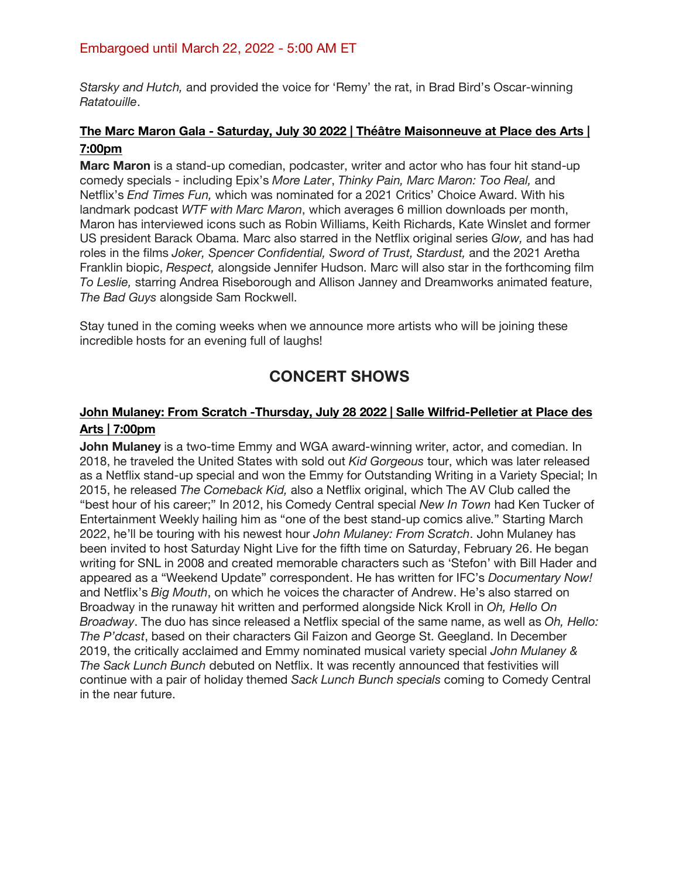Embargoed until March 22, 2022 - 5:00 AM ET

*Starsky and Hutch,* and provided the voice for 'Remy' the rat, in Brad Bird's Oscar-winning *Ratatouille*.

**The Marc Maron Gala - Saturday, July 30 2022 | Théâtre Maisonneuve at Place des Arts | 7:00pm**

**Marc Maron** is a stand-up comedian, podcaster, writer and actor who has four hit stand-up comedy specials - including Epix's *More Later*, *Thinky Pain, Marc Maron: Too Real,* and Netflix's *End Times Fun,* which was nominated for a 2021 Critics' Choice Award. With his landmark podcast *WTF with Marc Maron*, which averages 6 million downloads per month, Maron has interviewed icons such as Robin Williams, Keith Richards, Kate Winslet and former US president Barack Obama. Marc also starred in the Netflix original series *Glow,* and has had roles in the films *Joker, Spencer Confidential, Sword of Trust, Stardust,* and the 2021 Aretha Franklin biopic, *Respect,* alongside Jennifer Hudson. Marc will also star in the forthcoming film *To Leslie,* starring Andrea Riseborough and Allison Janney and Dreamworks animated feature, *The Bad Guys* alongside Sam Rockwell.

Stay tuned in the coming weeks when we announce more artists who will be joining these incredible hosts for an evening full of laughs!

## CONCERT SHOWS

**John Mulaney: From Scratch -Thursday, July 28 2022 | Salle Wilfrid-Pelletier at Place des Arts | 7:00pm**

**John Mulaney** is a two-time Emmy and WGA award-winning writer, actor, and comedian. In 2018, he traveled the United States with sold out *Kid Gorgeous* tour, which was later released as a Netflix stand-up special and won the Emmy for Outstanding Writing in a Variety Special; In 2015, he released *The Comeback Kid,* also a Netflix original, which The AV Club called the "best hour of his career;" In 2012, his Comedy Central special *New In Town* had Ken Tucker of Entertainment Weekly hailing him as "one of the best stand-up comics alive." Starting March 2022, he'll be touring with his newest hour *John Mulaney: From Scratch*. John Mulaney has been invited to host Saturday Night Live for the fifth time on Saturday, February 26. He began writing for SNL in 2008 and created memorable characters such as 'Stefon' with Bill Hader and appeared as a "Weekend Update" correspondent. He has written for IFC's *Documentary Now!* and Netflix's *Big Mouth*, on which he voices the character of Andrew. He's also starred on Broadway in the runaway hit written and performed alongside Nick Kroll in *Oh, Hello On Broadway*. The duo has since released a Netflix special of the same name, as well as *Oh, Hello: The P'dcast*, based on their characters Gil Faizon and George St. Geegland. In December 2019, the critically acclaimed and Emmy nominated musical variety special *John Mulaney & The Sack Lunch Bunch* debuted on Netflix. It was recently announced that festivities will continue with a pair of holiday themed *Sack Lunch Bunch specials* coming to Comedy Central in the near future.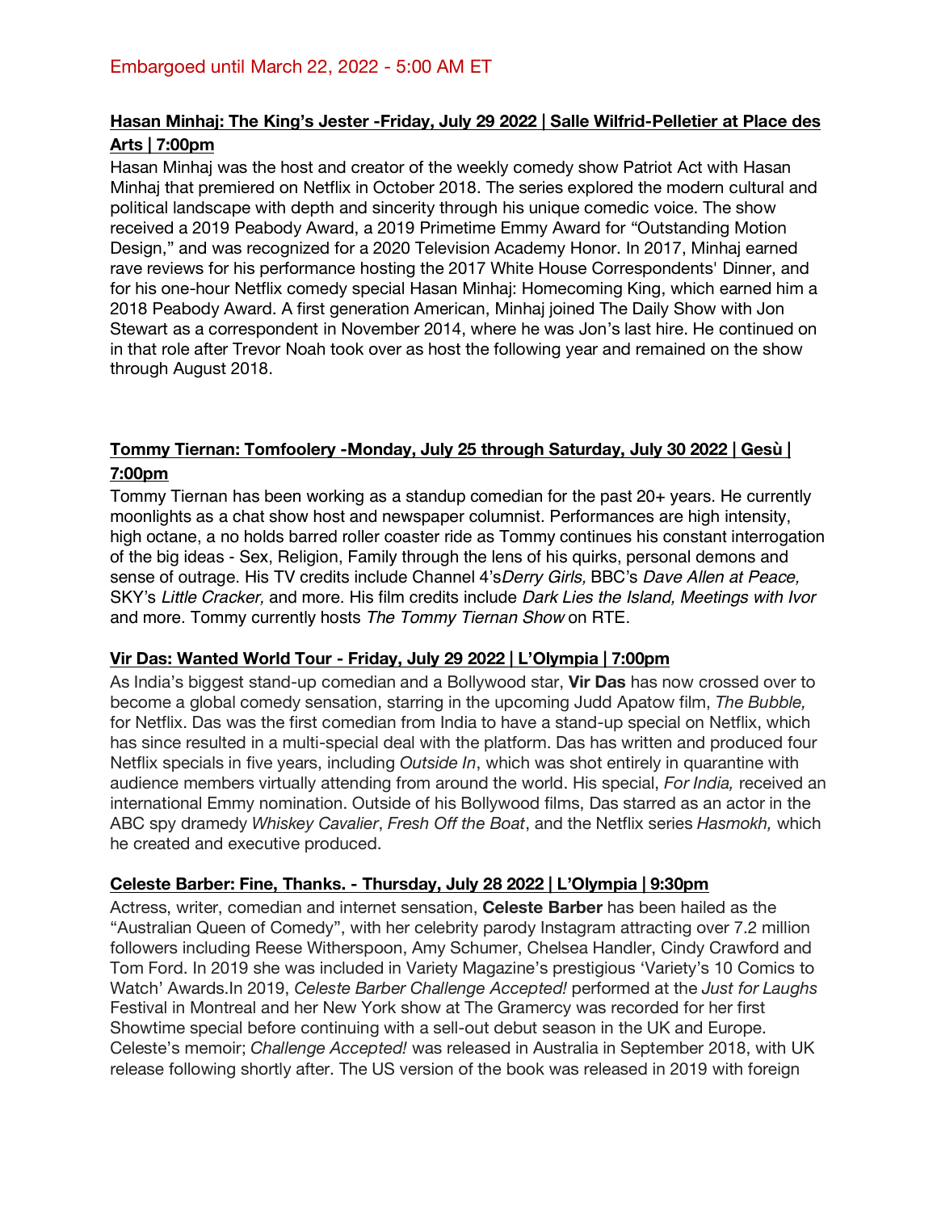Embargoed until March 22, 2022 - 5:00 AM ET

**Hasan Minhaj: The King's Jester -Friday, July 29 2022 | Salle Wilfrid-Pelletier at Place des Arts | 7:00pm**

Hasan Minhaj was the host and creator of the weekly comedy show Patriot Act with Hasan Minhaj that premiered on Netflix in October 2018. The series explored the modern cultural and political landscape with depth and sincerity through his unique comedic voice. The show received a 2019 Peabody Award, a 2019 Primetime Emmy Award for "Outstanding Motion Design," and was recognized for a 2020 Television Academy Honor. In 2017, Minhaj earned rave reviews for his performance hosting the 2017 White House Correspondents' Dinner, and for his one-hour Netflix comedy special Hasan Minhaj: Homecoming King, which earned him a 2018 Peabody Award. A first generation American, Minhaj joined The Daily Show with Jon Stewart as a correspondent in November 2014, where he was Jon's last hire. He continued on in that role after Trevor Noah took over as host the following year and remained on the show through August 2018.

**Tommy Tiernan: Tomfoolery -Monday, July 25 through Saturday, July 30 2022 | Gesù | 7:00pm**

Tommy Tiernan has been working as a standup comedian for the past 20+ years. He currently moonlights as a chat show host and newspaper columnist. Performances are high intensity, high octane, a no holds barred roller coaster ride as Tommy continues his constant interrogation of the big ideas - Sex, Religion, Family through the lens of his quirks, personal demons and sense of outrage. His TV credits include Channel 4's*Derry Girls,* BBC's *Dave Allen at Peace,* SKY's *Little Cracker,* and more. His film credits include *Dark Lies the Island, Meetings with Ivor* and more. Tommy currently hosts *The Tommy Tiernan Show* on RTE.

**Vir Das: Wanted World Tour - Friday, July 29 2022 | L'Olympia | 7:00pm**

As India's biggest stand-up comedian and a Bollywood star, **Vir Das** has now crossed over to become a global comedy sensation, starring in the upcoming Judd Apatow film, *The Bubble,* for Netflix. Das was the first comedian from India to have a stand-up special on Netflix, which has since resulted in a multi-special deal with the platform. Das has written and produced four Netflix specials in five years, including *Outside In*, which was shot entirely in quarantine with audience members virtually attending from around the world. His special, *For India,* received an international Emmy nomination. Outside of his Bollywood films, Das starred as an actor in the ABC spy dramedy *Whiskey Cavalier*, *Fresh Off the Boat*, and the Netflix series *Hasmokh,* which he created and executive produced.

**Celeste Barber: Fine, Thanks. - Thursday, July 28 2022 | L'Olympia | 9:30pm**

Actress, writer, comedian and internet sensation, **Celeste Barber** has been hailed as the "Australian Queen of Comedy", with her celebrity parody Instagram attracting over 7.2 million followers including Reese Witherspoon, Amy Schumer, Chelsea Handler, Cindy Crawford and Tom Ford. In 2019 she was included in Variety Magazine's prestigious 'Variety's 10 Comics to Watch' Awards.In 2019, *Celeste Barber Challenge Accepted!* performed at the *Just for Laughs* Festival in Montreal and her New York show at The Gramercy was recorded for her first Showtime special before continuing with a sell-out debut season in the UK and Europe. Celeste's memoir; *Challenge Accepted!* was released in Australia in September 2018, with UK release following shortly after. The US version of the book was released in 2019 with foreign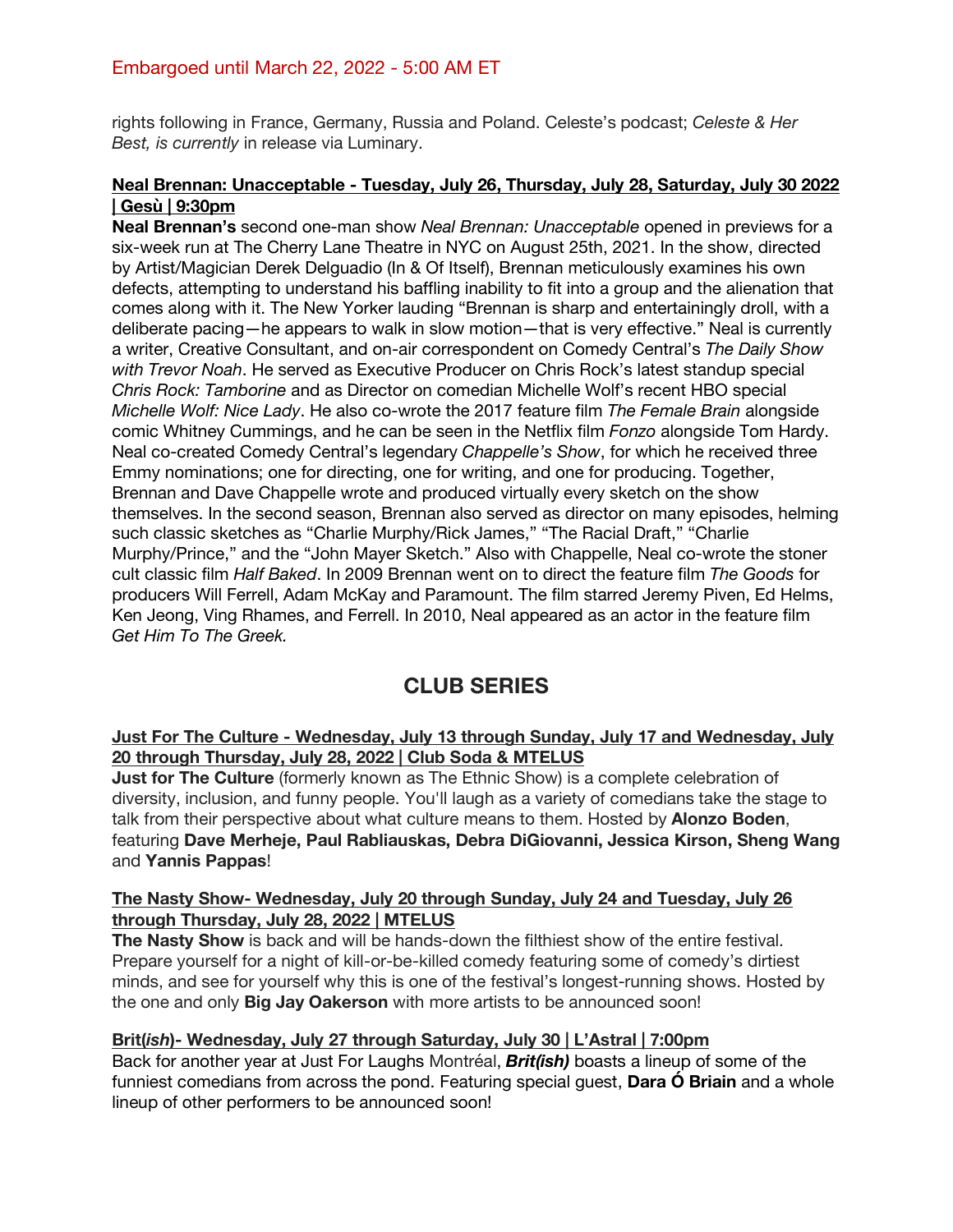Embargoed until March 22, 2022 - 5:00 AM ET

rights following in France, Germany, Russia and Poland. Celeste's podcast; *Celeste & Her Best, is currently* in release via Luminary.

**Neal Brennan: Unacceptable - Tuesday, July 26, Thursday, July 28, Saturday, July 30 2022 | Gesù | 9:30pm**

**Neal Brennan's** second one-man show *Neal Brennan: Unacceptable* opened in previews for a six-week run at The Cherry Lane Theatre in NYC on August 25th, 2021. In the show, directed by Artist/Magician Derek Delguadio (In & Of Itself), Brennan meticulously examines his own defects, attempting to understand his baffling inability to fit into a group and the alienation that comes along with it. The New Yorker lauding "Brennan is sharp and entertainingly droll, with a deliberate pacing—he appears to walk in slow motion—that is very effective." Neal is currently a writer, Creative Consultant, and on-air correspondent on Comedy Central's *The Daily Show with Trevor Noah*. He served as Executive Producer on Chris Rock's latest standup special *Chris Rock: Tamborine* and as Director on comedian Michelle Wolf's recent HBO special *Michelle Wolf: Nice Lady*. He also co-wrote the 2017 feature film *The Female Brain* alongside comic Whitney Cummings, and he can be seen in the Netflix film *Fonzo* alongside Tom Hardy. Neal co-created Comedy Central's legendary *Chappelle's Show*, for which he received three Emmy nominations; one for directing, one for writing, and one for producing. Together, Brennan and Dave Chappelle wrote and produced virtually every sketch on the show themselves. In the second season, Brennan also served as director on many episodes, helming such classic sketches as "Charlie Murphy/Rick James," "The Racial Draft," "Charlie Murphy/Prince," and the "John Mayer Sketch." Also with Chappelle, Neal co-wrote the stoner cult classic film *Half Baked*. In 2009 Brennan went on to direct the feature film *The Goods* for producers Will Ferrell, Adam McKay and Paramount. The film starred Jeremy Piven, Ed Helms, Ken Jeong, Ving Rhames, and Ferrell. In 2010, Neal appeared as an actor in the feature film *Get Him To The Greek.*

## CLUB SERIES

**Just For The Culture - Wednesday, July 13 through Sunday, July 17 and Wednesday, July 20 through Thursday, July 28, 2022 | Club Soda & MTELUS**

**Just for The Culture** (formerly known as The Ethnic Show) is a complete celebration of diversity, inclusion, and funny people. You'll laugh as a variety of comedians take the stage to talk from their perspective about what culture means to them. Hosted by **Alonzo Boden**, featuring **Dave Merheje, Paul Rabliauskas, Debra DiGiovanni, Jessica Kirson, Sheng Wang** and **Yannis Pappas**!

**The Nasty Show- Wednesday, July 20 through Sunday, July 24 and Tuesday, July 26 through Thursday, July 28, 2022 | MTELUS**

**The Nasty Show** is back and will be hands-down the filthiest show of the entire festival. Prepare yourself for a night of kill-or-be-killed comedy featuring some of comedy's dirtiest minds, and see for yourself why this is one of the festival's longest-running shows. Hosted by the one and only **Big Jay Oakerson** with more artists to be announced soon!

**Brit(*ish*)- Wednesday, July 27 through Saturday, July 30 | L'Astral | 7:00pm**

Back for another year at Just For Laughs Montréal, ***Brit(ish)*** boasts a lineup of some of the funniest comedians from across the pond. Featuring special guest, **Dara Ó Briain** and a whole lineup of other performers to be announced soon!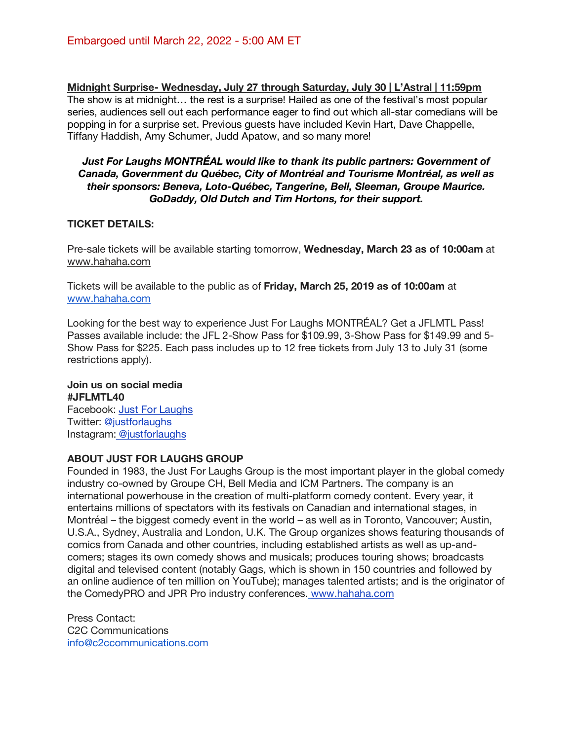Embargoed until March 22, 2022 - 5:00 AM ET

**Midnight Surprise- Wednesday, July 27 through Saturday, July 30 | L'Astral | 11:59pm**
The show is at midnight… the rest is a surprise! Hailed as one of the festival's most popular series, audiences sell out each performance eager to find out which all-star comedians will be popping in for a surprise set. Previous guests have included Kevin Hart, Dave Chappelle, Tiffany Haddish, Amy Schumer, Judd Apatow, and so many more!

***Just For Laughs MONTRÉAL would like to thank its public partners: Government of Canada, Government du Québec, City of Montréal and Tourisme Montréal, as well as their sponsors: Beneva, Loto-Québec, Tangerine, Bell, Sleeman, Groupe Maurice. GoDaddy, Old Dutch and Tim Hortons, for their support.***

**TICKET DETAILS:**

Pre-sale tickets will be available starting tomorrow, **Wednesday, March 23 as of 10:00am** at www.hahaha.com

Tickets will be available to the public as of **Friday, March 25, 2019 as of 10:00am** at www.hahaha.com

Looking for the best way to experience Just For Laughs MONTRÉAL? Get a JFLMTL Pass! Passes available include: the JFL 2-Show Pass for $109.99, 3-Show Pass for $149.99 and 5-Show Pass for $225. Each pass includes up to 12 free tickets from July 13 to July 31 (some restrictions apply).

**Join us on social media**
**#JFLMTL40**
Facebook: Just For Laughs
Twitter: @justforlaughs
Instagram: @justforlaughs

**ABOUT JUST FOR LAUGHS GROUP**
Founded in 1983, the Just For Laughs Group is the most important player in the global comedy industry co-owned by Groupe CH, Bell Media and ICM Partners. The company is an international powerhouse in the creation of multi-platform comedy content. Every year, it entertains millions of spectators with its festivals on Canadian and international stages, in Montréal – the biggest comedy event in the world – as well as in Toronto, Vancouver; Austin, U.S.A., Sydney, Australia and London, U.K. The Group organizes shows featuring thousands of comics from Canada and other countries, including established artists as well as up-and-comers; stages its own comedy shows and musicals; produces touring shows; broadcasts digital and televised content (notably Gags, which is shown in 150 countries and followed by an online audience of ten million on YouTube); manages talented artists; and is the originator of the ComedyPRO and JPR Pro industry conferences. www.hahaha.com

Press Contact:
C2C Communications
info@c2ccommunications.com